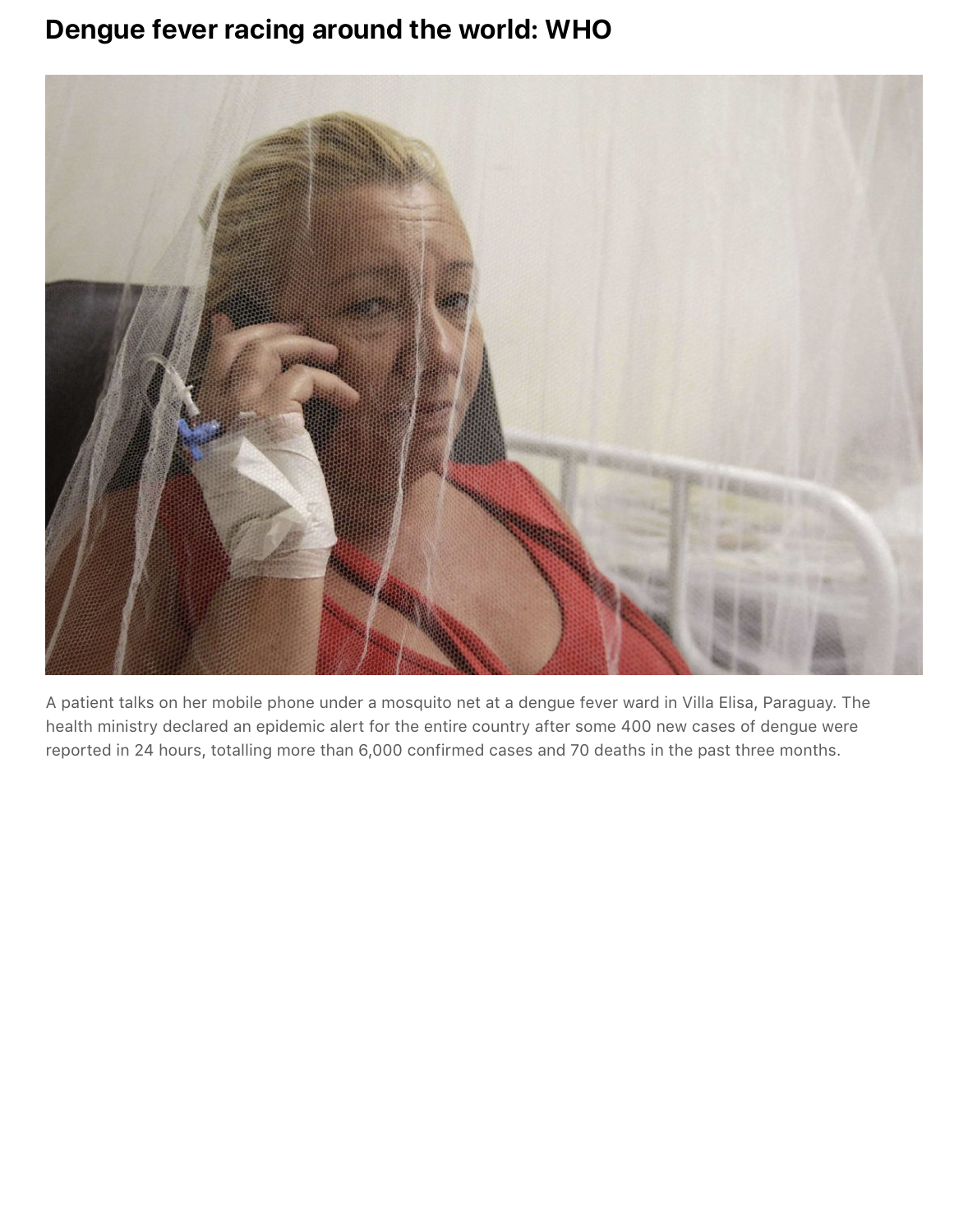# Dengue fever racing around the world: WHO

A patient talks on her mobile phone under a mosquito net at a dengue fever ward in Villa Elisa, Paraguay. The health ministry declared an epidemic alert for the entire country after some 400 new cases of dengue were reported in 24 hours, totalling more than 6,000 confirmed cases and 70 deaths in the past three months.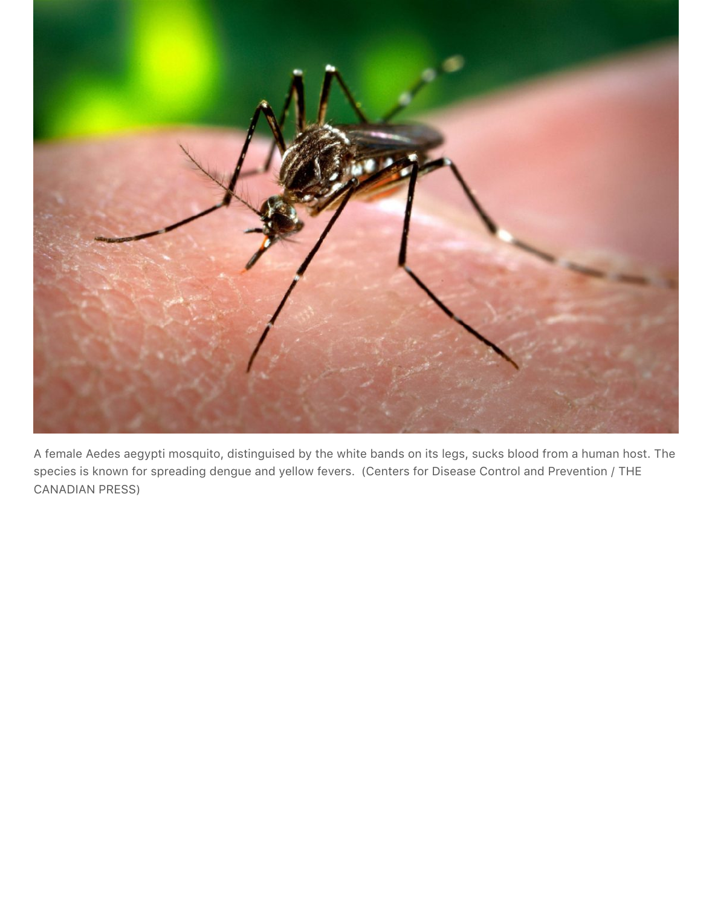A female Aedes aegypti mosquito, distinguished by the white bands on its legs, sucks blood from a human host. The species is known for spreading dengue and yellow fevers. (Centers for Disease Control and Prevention / THE CANADIAN PRESS)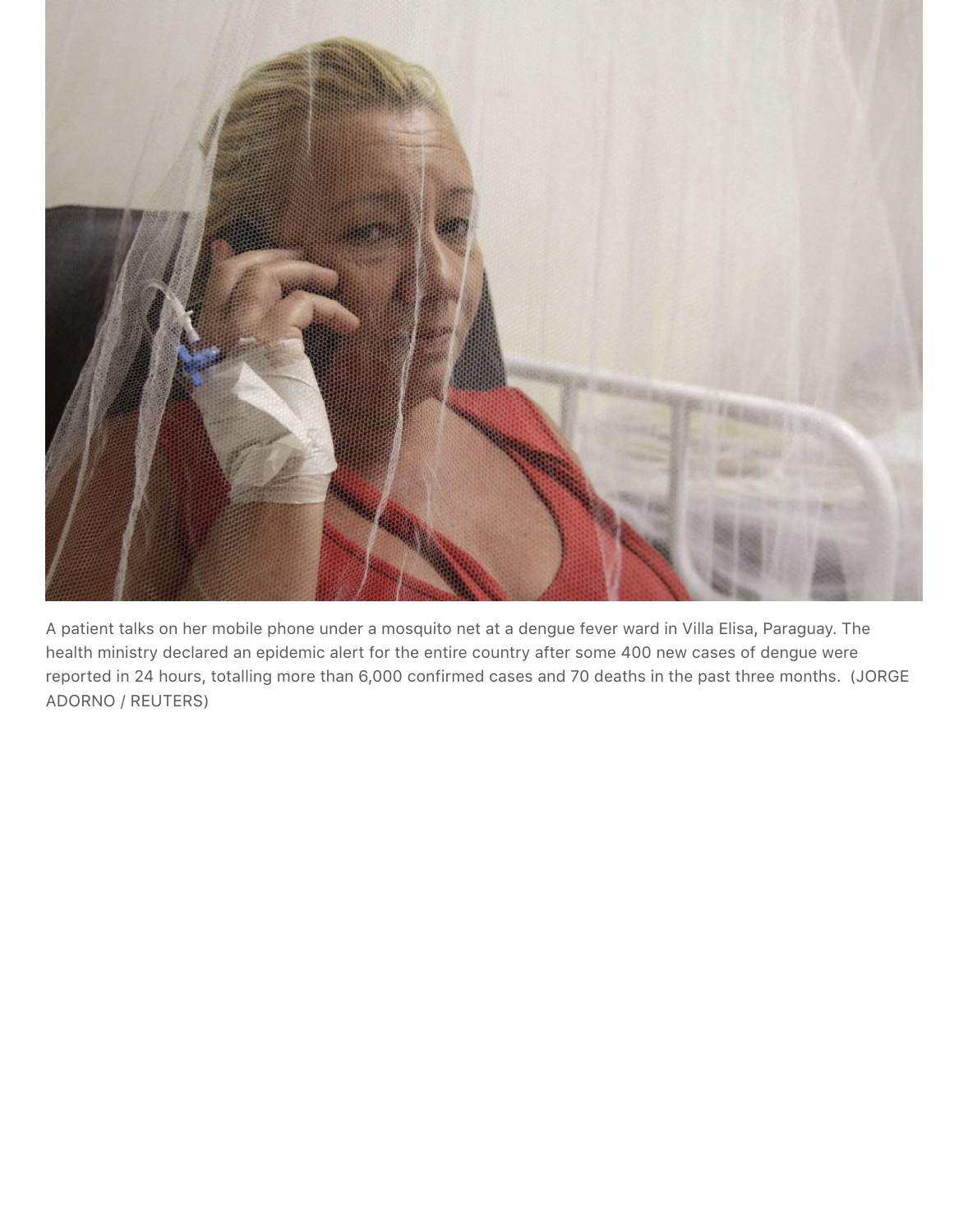A patient talks on her mobile phone under a mosquito net at a dengue fever ward in Villa Elisa, Paraguay. The health ministry declared an epidemic alert for the entire country after some 400 new cases of dengue were reported in 24 hours, totalling more than 6,000 confirmed cases and 70 deaths in the past three months. (JORGE ADORNO / REUTERS)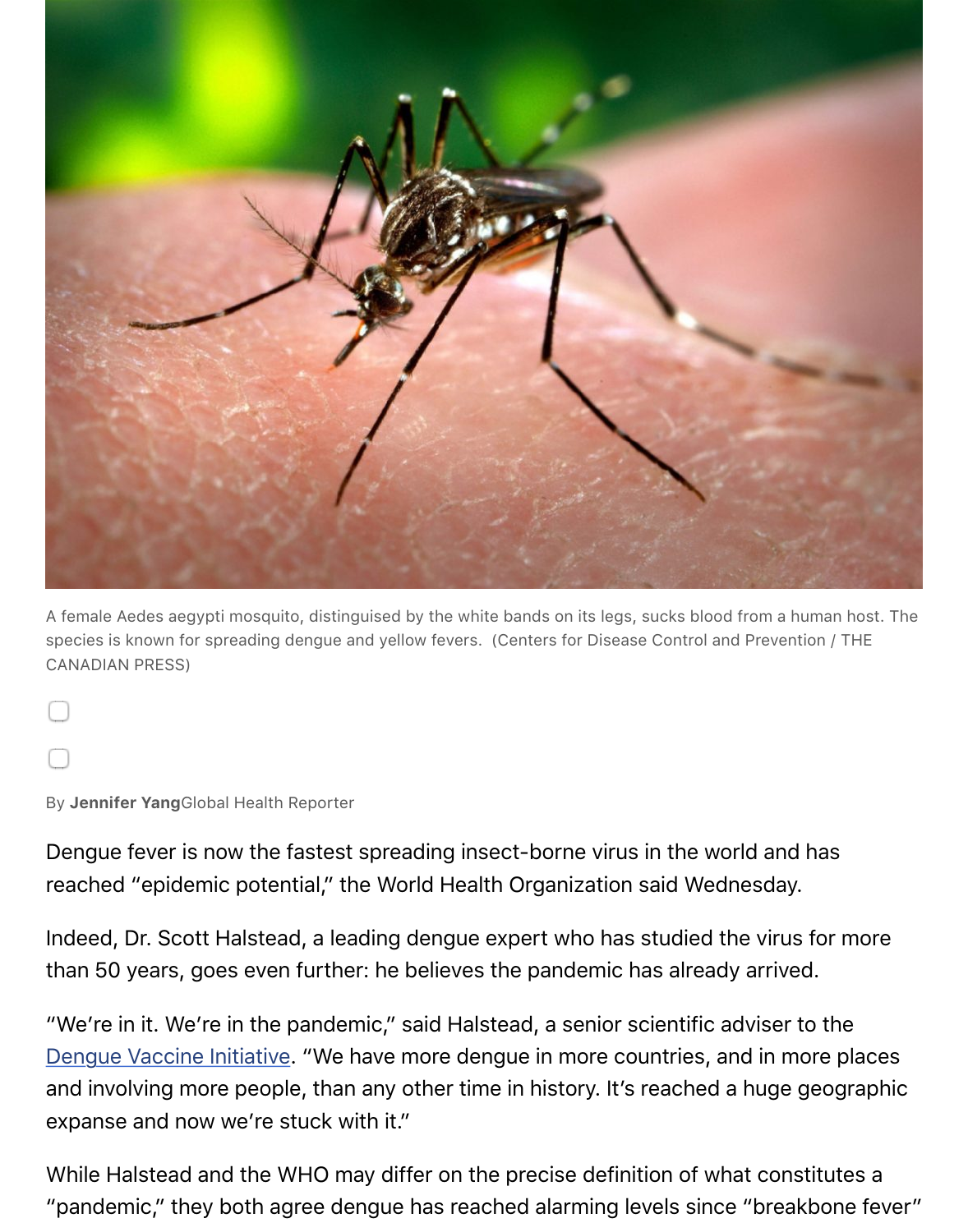A female Aedes aegypti mosquito, distinguished by the white bands on its legs, sucks blood from a human host. The species is known for spreading dengue and yellow fevers. (Centers for Disease Control and Prevention / THE CANADIAN PRESS)

By **Jennifer Yang** Global Health Reporter

Dengue fever is now the fastest spreading insect-borne virus in the world and has reached "epidemic potential," the World Health Organization said Wednesday.

Indeed, Dr. Scott Halstead, a leading dengue expert who has studied the virus for more than 50 years, goes even further: he believes the pandemic has already arrived.

"We're in it. We're in the pandemic," said Halstead, a senior scientific adviser to the Dengue Vaccine Initiative. "We have more dengue in more countries, and in more places and involving more people, than any other time in history. It's reached a huge geographic expanse and now we're stuck with it."

While Halstead and the WHO may differ on the precise definition of what constitutes a "pandemic," they both agree dengue has reached alarming levels since "breakbone fever"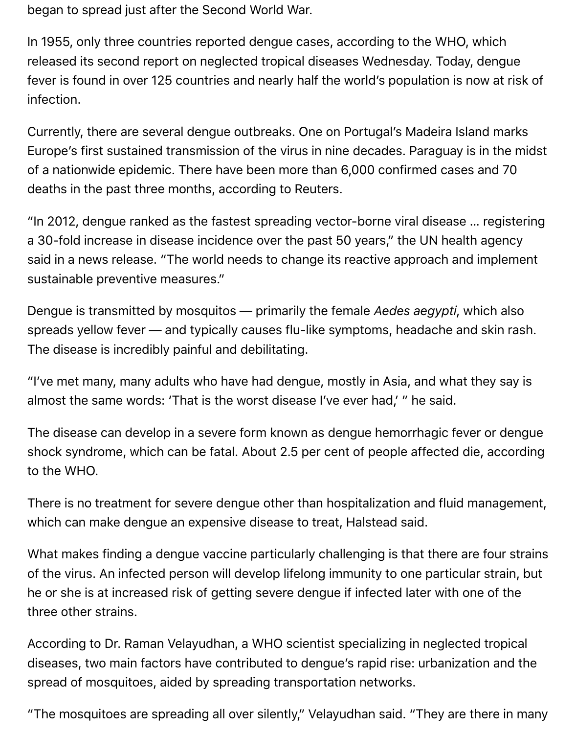began to spread just after the Second World War.

In 1955, only three countries reported dengue cases, according to the WHO, which released its second report on neglected tropical diseases Wednesday. Today, dengue fever is found in over 125 countries and nearly half the world's population is now at risk of infection.

Currently, there are several dengue outbreaks. One on Portugal's Madeira Island marks Europe's first sustained transmission of the virus in nine decades. Paraguay is in the midst of a nationwide epidemic. There have been more than 6,000 confirmed cases and 70 deaths in the past three months, according to Reuters.

"In 2012, dengue ranked as the fastest spreading vector-borne viral disease … registering a 30-fold increase in disease incidence over the past 50 years," the UN health agency said in a news release. "The world needs to change its reactive approach and implement sustainable preventive measures."

Dengue is transmitted by mosquitos — primarily the female *Aedes aegypti*, which also spreads yellow fever — and typically causes flu-like symptoms, headache and skin rash. The disease is incredibly painful and debilitating.

"I've met many, many adults who have had dengue, mostly in Asia, and what they say is almost the same words: 'That is the worst disease I've ever had,' " he said.

The disease can develop in a severe form known as dengue hemorrhagic fever or dengue shock syndrome, which can be fatal. About 2.5 per cent of people affected die, according to the WHO.

There is no treatment for severe dengue other than hospitalization and fluid management, which can make dengue an expensive disease to treat, Halstead said.

What makes finding a dengue vaccine particularly challenging is that there are four strains of the virus. An infected person will develop lifelong immunity to one particular strain, but he or she is at increased risk of getting severe dengue if infected later with one of the three other strains.

According to Dr. Raman Velayudhan, a WHO scientist specializing in neglected tropical diseases, two main factors have contributed to dengue's rapid rise: urbanization and the spread of mosquitoes, aided by spreading transportation networks.

"The mosquitoes are spreading all over silently," Velayudhan said. "They are there in many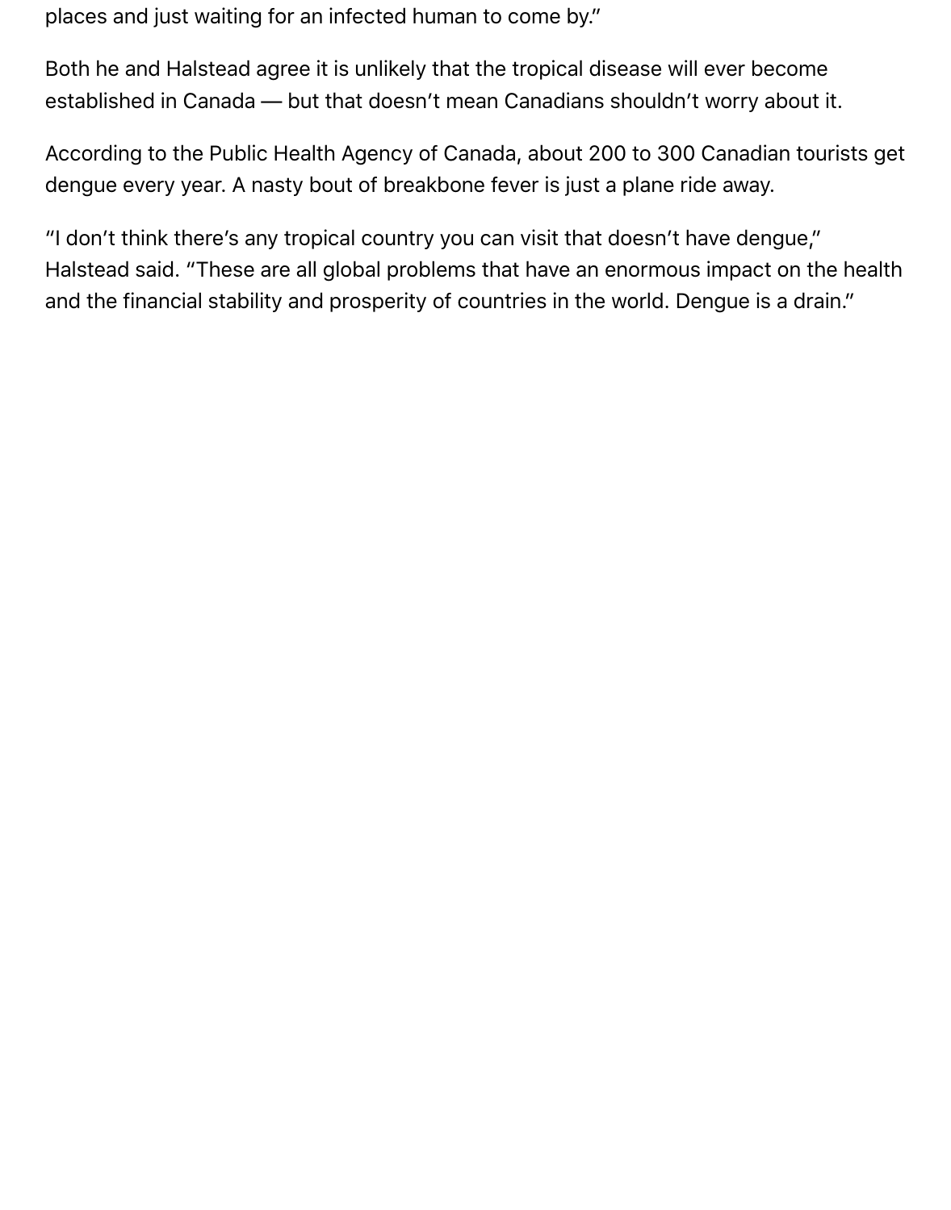places and just waiting for an infected human to come by."

Both he and Halstead agree it is unlikely that the tropical disease will ever become established in Canada — but that doesn't mean Canadians shouldn't worry about it.

According to the Public Health Agency of Canada, about 200 to 300 Canadian tourists get dengue every year. A nasty bout of breakbone fever is just a plane ride away.

"I don't think there's any tropical country you can visit that doesn't have dengue," Halstead said. "These are all global problems that have an enormous impact on the health and the financial stability and prosperity of countries in the world. Dengue is a drain."